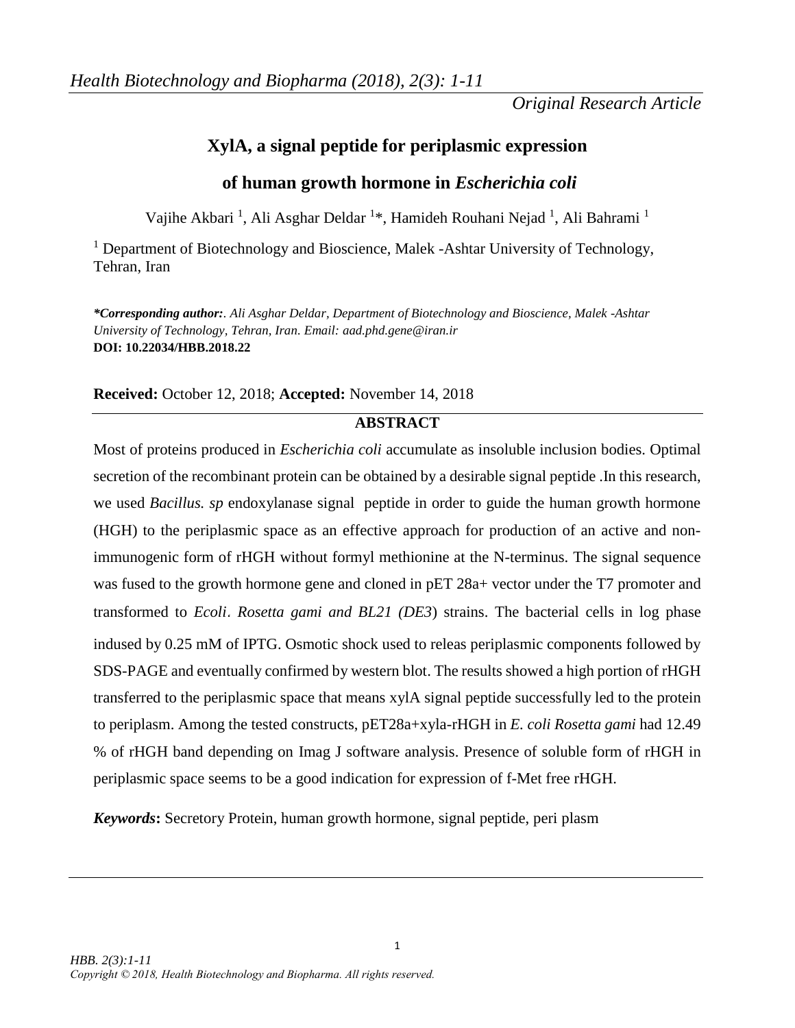*Original Research Article*

# XylA, a signal peptide for periplasmic expression of human growth hormone in *Escherichia coli*

Vajihe Akbari [1], Ali Asghar Deldar [1]*, Hamideh Rouhani Nejad [1], Ali Bahrami [1]

[1] Department of Biotechnology and Bioscience, Malek -Ashtar University of Technology, Tehran, Iran

***Corresponding author:**. *Ali Asghar Deldar, Department of Biotechnology and Bioscience, Malek -Ashtar University of Technology, Tehran, Iran. Email: aad.phd.gene@iran.ir*
**DOI: 10.22034/HBB.2018.22**

**Received:** October 12, 2018; **Accepted:** November 14, 2018

## ABSTRACT

Most of proteins produced in *Escherichia coli* accumulate as insoluble inclusion bodies. Optimal secretion of the recombinant protein can be obtained by a desirable signal peptide .In this research, we used *Bacillus. sp* endoxylanase signal peptide in order to guide the human growth hormone (HGH) to the periplasmic space as an effective approach for production of an active and non-immunogenic form of rHGH without formyl methionine at the N-terminus. The signal sequence was fused to the growth hormone gene and cloned in pET 28a+ vector under the T7 promoter and transformed to *Ecoli*. *Rosetta gami and BL21 (DE3*) strains. The bacterial cells in log phase indused by 0.25 mM of IPTG. Osmotic shock used to releas periplasmic components followed by SDS-PAGE and eventually confirmed by western blot. The results showed a high portion of rHGH transferred to the periplasmic space that means xylA signal peptide successfully led to the protein to periplasm. Among the tested constructs, pET28a+xyla-rHGH in *E. coli Rosetta gami* had 12.49 % of rHGH band depending on Imag J software analysis. Presence of soluble form of rHGH in periplasmic space seems to be a good indication for expression of f-Met free rHGH.

***Keywords*:** Secretory Protein, human growth hormone, signal peptide, peri plasm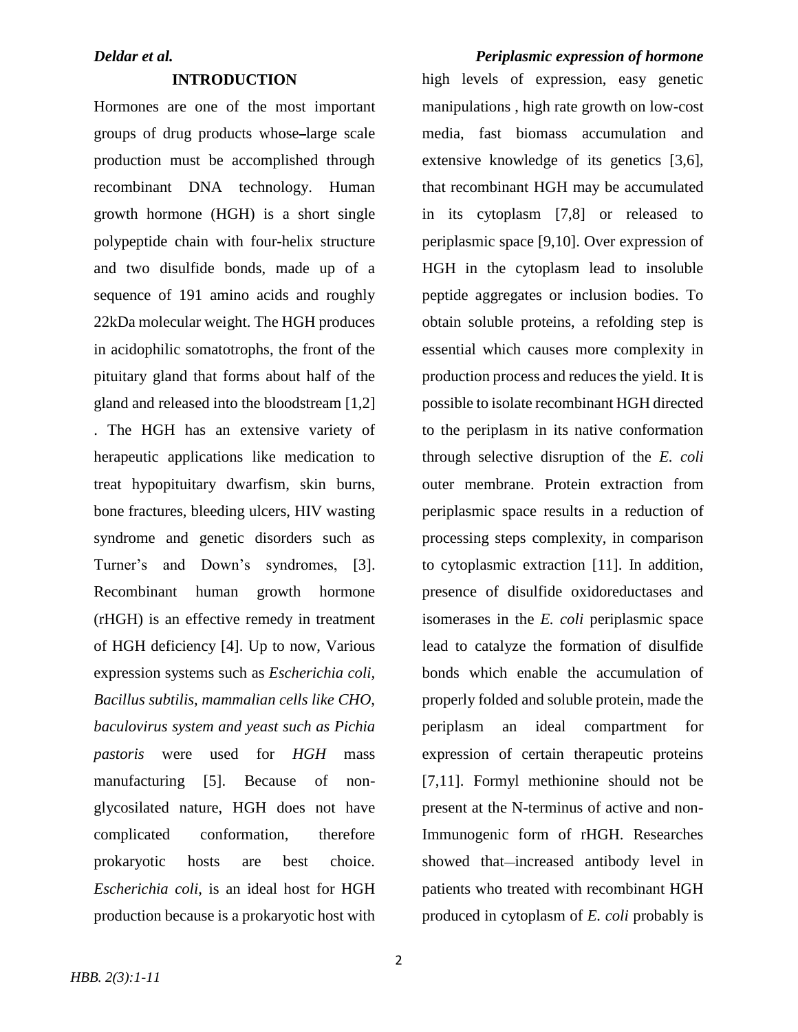## INTRODUCTION

Hormones are one of the most important groups of drug products whose large scale production must be accomplished through recombinant DNA technology. Human growth hormone (HGH) is a short single polypeptide chain with four-helix structure and two disulfide bonds, made up of a sequence of 191 amino acids and roughly 22kDa molecular weight. The HGH produces in acidophilic somatotrophs, the front of the pituitary gland that forms about half of the gland and released into the bloodstream [1,2] . The HGH has an extensive variety of herapeutic applications like medication to treat hypopituitary dwarfism, skin burns, bone fractures, bleeding ulcers, HIV wasting syndrome and genetic disorders such as Turner's and Down's syndromes, [3]. Recombinant human growth hormone (rHGH) is an effective remedy in treatment of HGH deficiency [4]. Up to now, Various expression systems such as *Escherichia coli, Bacillus subtilis, mammalian cells like CHO, baculovirus system and yeast such as Pichia pastoris* were used for *HGH* mass manufacturing [5]. Because of non-glycosilated nature, HGH does not have complicated conformation, therefore prokaryotic hosts are best choice. *Escherichia coli*, is an ideal host for HGH production because is a prokaryotic host with high levels of expression, easy genetic manipulations , high rate growth on low-cost media, fast biomass accumulation and extensive knowledge of its genetics [3,6], that recombinant HGH may be accumulated in its cytoplasm [7,8] or released to periplasmic space [9,10]. Over expression of HGH in the cytoplasm lead to insoluble peptide aggregates or inclusion bodies. To obtain soluble proteins, a refolding step is essential which causes more complexity in production process and reduces the yield. It is possible to isolate recombinant HGH directed to the periplasm in its native conformation through selective disruption of the *E. coli* outer membrane. Protein extraction from periplasmic space results in a reduction of processing steps complexity, in comparison to cytoplasmic extraction [11]. In addition, presence of disulfide oxidoreductases and isomerases in the *E. coli* periplasmic space lead to catalyze the formation of disulfide bonds which enable the accumulation of properly folded and soluble protein, made the periplasm an ideal compartment for expression of certain therapeutic proteins [7,11]. Formyl methionine should not be present at the N-terminus of active and non-Immunogenic form of rHGH. Researches showed that increased antibody level in patients who treated with recombinant HGH produced in cytoplasm of *E. coli* probably is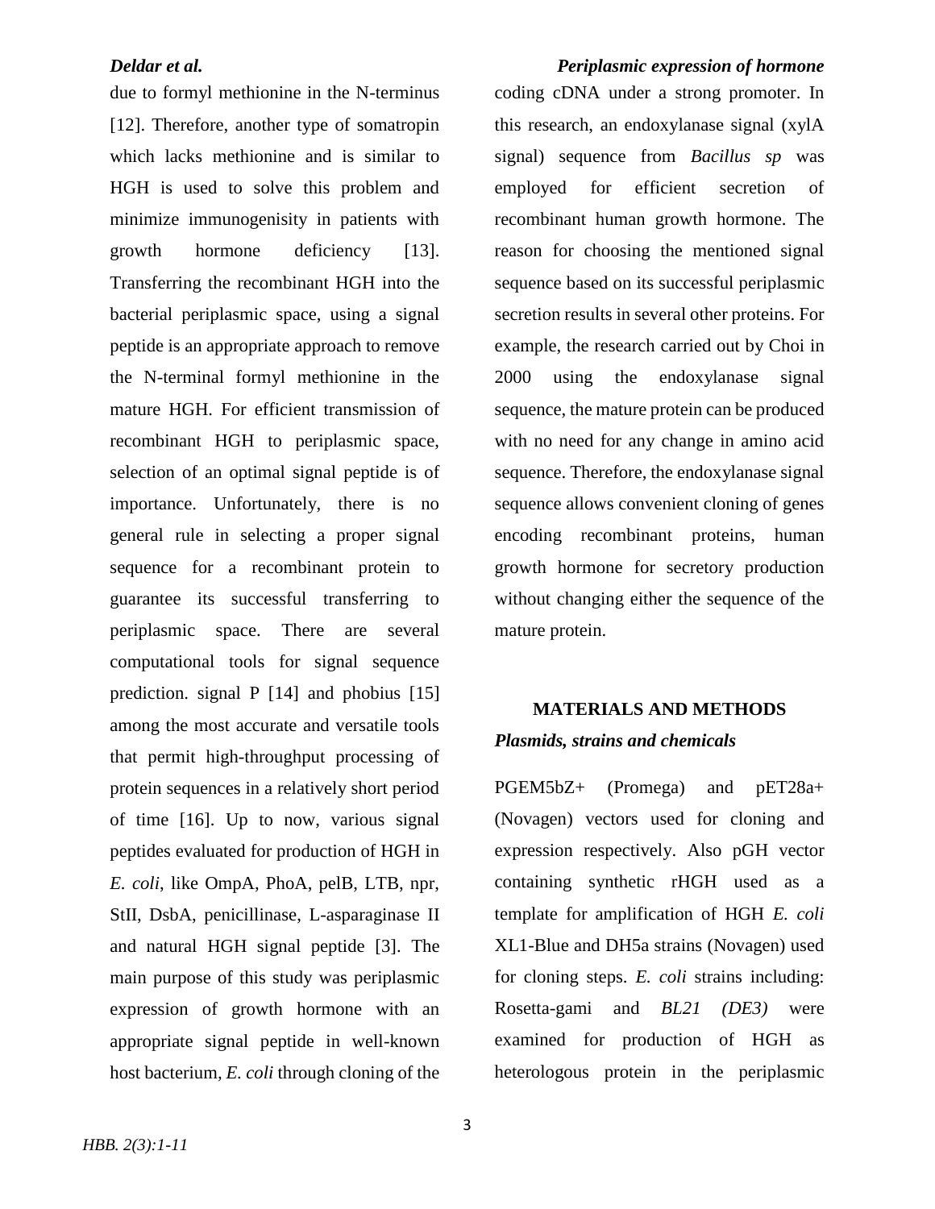due to formyl methionine in the N-terminus [12]. Therefore, another type of somatropin which lacks methionine and is similar to HGH is used to solve this problem and minimize immunogenisity in patients with growth hormone deficiency [13]. Transferring the recombinant HGH into the bacterial periplasmic space, using a signal peptide is an appropriate approach to remove the N-terminal formyl methionine in the mature HGH. For efficient transmission of recombinant HGH to periplasmic space, selection of an optimal signal peptide is of importance. Unfortunately, there is no general rule in selecting a proper signal sequence for a recombinant protein to guarantee its successful transferring to periplasmic space. There are several computational tools for signal sequence prediction. signal P [14] and phobius [15] among the most accurate and versatile tools that permit high-throughput processing of protein sequences in a relatively short period of time [16]. Up to now, various signal peptides evaluated for production of HGH in *E. coli*, like OmpA, PhoA, pelB, LTB, npr, StII, DsbA, penicillinase, L-asparaginase II and natural HGH signal peptide [3]. The main purpose of this study was periplasmic expression of growth hormone with an appropriate signal peptide in well-known host bacterium, *E. coli* through cloning of the coding cDNA under a strong promoter. In this research, an endoxylanase signal (xylA signal) sequence from *Bacillus sp* was employed for efficient secretion of recombinant human growth hormone. The reason for choosing the mentioned signal sequence based on its successful periplasmic secretion results in several other proteins. For example, the research carried out by Choi in 2000 using the endoxylanase signal sequence, the mature protein can be produced with no need for any change in amino acid sequence. Therefore, the endoxylanase signal sequence allows convenient cloning of genes encoding recombinant proteins, human growth hormone for secretory production without changing either the sequence of the mature protein.

## MATERIALS AND METHODS

### *Plasmids, strains and chemicals*

PGEM5bZ+ (Promega) and pET28a+ (Novagen) vectors used for cloning and expression respectively. Also pGH vector containing synthetic rHGH used as a template for amplification of HGH *E. coli* XL1-Blue and DH5a strains (Novagen) used for cloning steps. *E. coli* strains including: Rosetta-gami and *BL21 (DE3)* were examined for production of HGH as heterologous protein in the periplasmic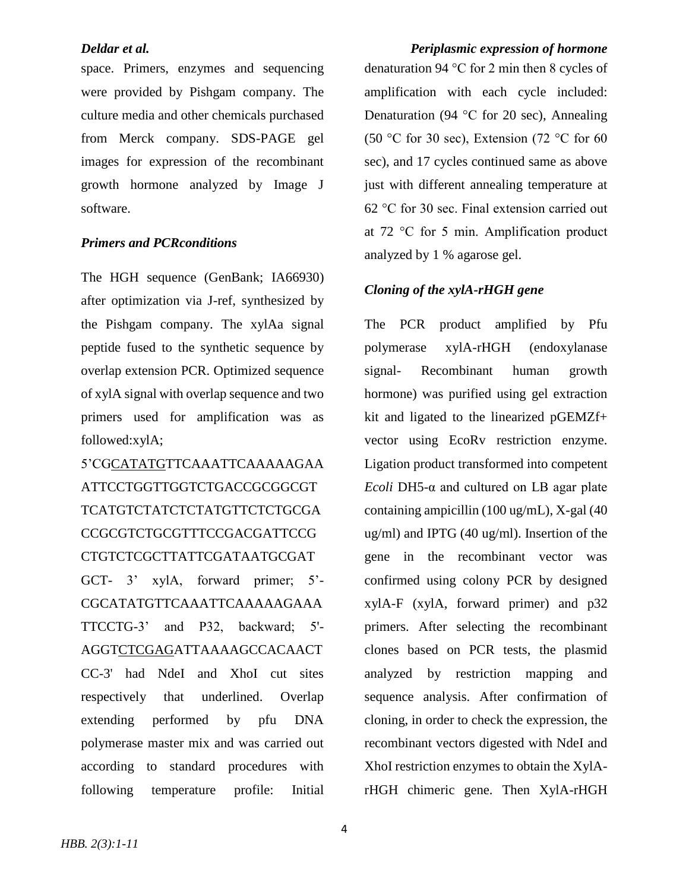space. Primers, enzymes and sequencing were provided by Pishgam company. The culture media and other chemicals purchased from Merck company. SDS-PAGE gel images for expression of the recombinant growth hormone analyzed by Image J software.

### *Primers and PCRconditions*

The HGH sequence (GenBank; IA66930) after optimization via J-ref, synthesized by the Pishgam company. The xylAa signal peptide fused to the synthetic sequence by overlap extension PCR. Optimized sequence of xylA signal with overlap sequence and two primers used for amplification was as followed:xylA;

5'CG<u>CATATG</u>TTCAAATTCAAAAAGAAATTCCTGGTTGGTCTGACCGCGGCGTTCATGTCTATCTCTATGTTCTCTGCGACCGCGTCTGCGTTTCCGACGATTCCGCTGTCTCGCTTATTCGATAATGCGATGCT- 3' xylA, forward primer; 5'-CGCATATGTTCAAATTCAAAAAGAAATTCCTG-3' and P32, backward; 5'-AGGT<u>CTCGAG</u>ATTAAAAGCCACAACTCC-3' had NdeI and XhoI cut sites respectively that underlined. Overlap extending performed by pfu DNA polymerase master mix and was carried out according to standard procedures with following temperature profile: Initial denaturation 94 °C for 2 min then 8 cycles of amplification with each cycle included: Denaturation (94 °C for 20 sec), Annealing (50 °C for 30 sec), Extension (72 °C for 60 sec), and 17 cycles continued same as above just with different annealing temperature at 62 °C for 30 sec. Final extension carried out at 72 °C for 5 min. Amplification product analyzed by 1 % agarose gel.

### *Cloning of the xylA-rHGH gene*

The PCR product amplified by Pfu polymerase xylA-rHGH (endoxylanase signal- Recombinant human growth hormone) was purified using gel extraction kit and ligated to the linearized pGEMZf+ vector using EcoRv restriction enzyme. Ligation product transformed into competent *Ecoli* DH5-α and cultured on LB agar plate containing ampicillin (100 ug/mL), X-gal (40 ug/ml) and IPTG (40 ug/ml). Insertion of the gene in the recombinant vector was confirmed using colony PCR by designed xylA-F (xylA, forward primer) and p32 primers. After selecting the recombinant clones based on PCR tests, the plasmid analyzed by restriction mapping and sequence analysis. After confirmation of cloning, in order to check the expression, the recombinant vectors digested with NdeI and XhoI restriction enzymes to obtain the XylA-rHGH chimeric gene. Then XylA-rHGH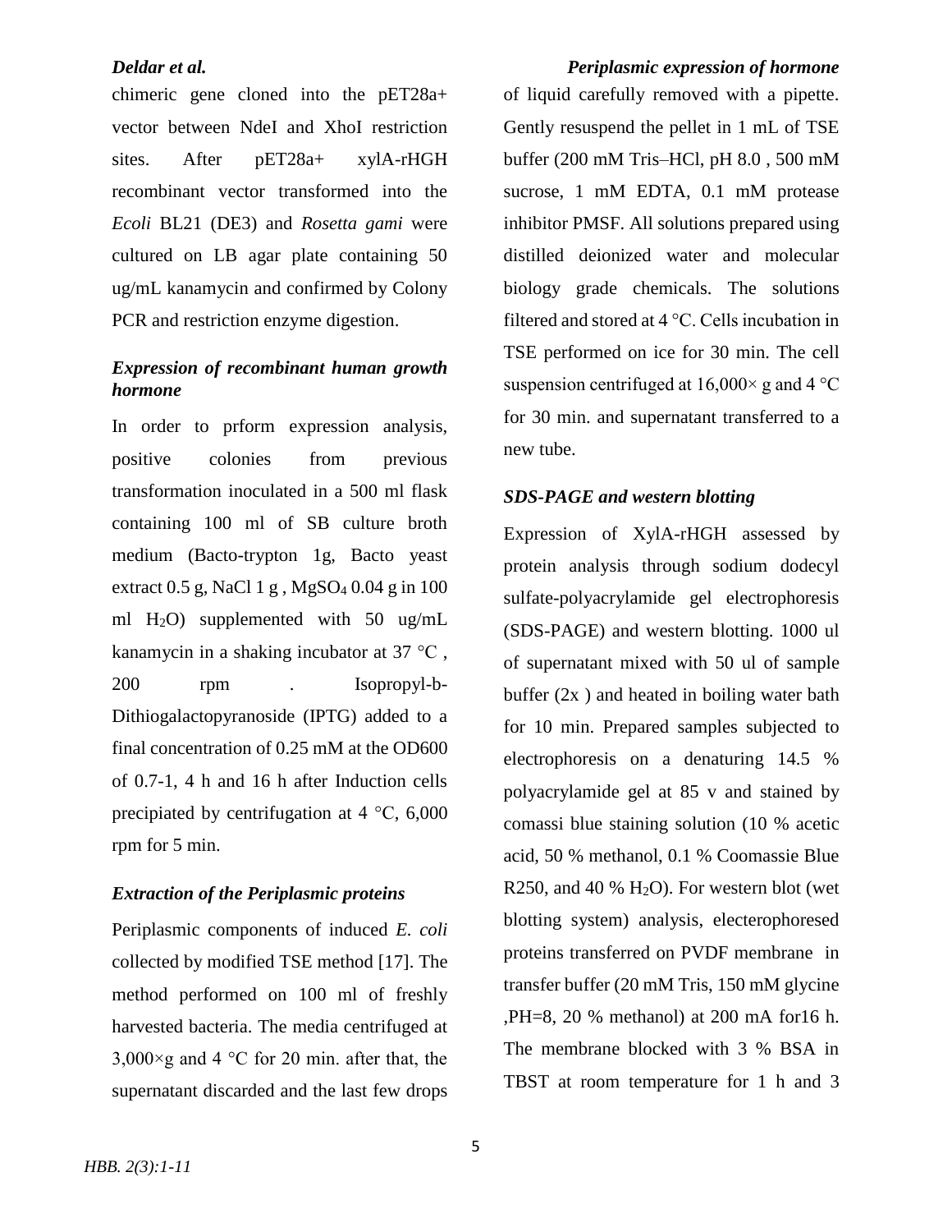chimeric gene cloned into the pET28a+ vector between NdeI and XhoI restriction sites. After pET28a+ xylA-rHGH recombinant vector transformed into the *Ecoli* BL21 (DE3) and *Rosetta gami* were cultured on LB agar plate containing 50 ug/mL kanamycin and confirmed by Colony PCR and restriction enzyme digestion.

### *Expression of recombinant human growth hormone*

In order to prform expression analysis, positive colonies from previous transformation inoculated in a 500 ml flask containing 100 ml of SB culture broth medium (Bacto-trypton 1g, Bacto yeast extract 0.5 g, NaCl 1 g , $MgSO_4$ 0.04 g in 100 ml $H_2O$) supplemented with 50 ug/mL kanamycin in a shaking incubator at 37 °C , 200 rpm . Isopropyl-b-Dithiogalactopyranoside (IPTG) added to a final concentration of 0.25 mM at the OD600 of 0.7-1, 4 h and 16 h after Induction cells precipiated by centrifugation at 4 °C, 6,000 rpm for 5 min.

### *Extraction of the Periplasmic proteins*

Periplasmic components of induced *E. coli* collected by modified TSE method [17]. The method performed on 100 ml of freshly harvested bacteria. The media centrifuged at 3,000×g and 4 °C for 20 min. after that, the supernatant discarded and the last few drops of liquid carefully removed with a pipette. Gently resuspend the pellet in 1 mL of TSE buffer (200 mM Tris–HCl, pH 8.0 , 500 mM sucrose, 1 mM EDTA, 0.1 mM protease inhibitor PMSF. All solutions prepared using distilled deionized water and molecular biology grade chemicals. The solutions filtered and stored at 4 °C. Cells incubation in TSE performed on ice for 30 min. The cell suspension centrifuged at 16,000× g and 4 °C for 30 min. and supernatant transferred to a new tube.

### *SDS-PAGE and western blotting*

Expression of XylA-rHGH assessed by protein analysis through sodium dodecyl sulfate-polyacrylamide gel electrophoresis (SDS-PAGE) and western blotting. 1000 ul of supernatant mixed with 50 ul of sample buffer (2x ) and heated in boiling water bath for 10 min. Prepared samples subjected to electrophoresis on a denaturing 14.5 % polyacrylamide gel at 85 v and stained by comassi blue staining solution (10 % acetic acid, 50 % methanol, 0.1 % Coomassie Blue R250, and 40 % $H_2O$). For western blot (wet blotting system) analysis, electerophoresed proteins transferred on PVDF membrane in transfer buffer (20 mM Tris, 150 mM glycine ,PH=8, 20 % methanol) at 200 mA for16 h. The membrane blocked with 3 % BSA in TBST at room temperature for 1 h and 3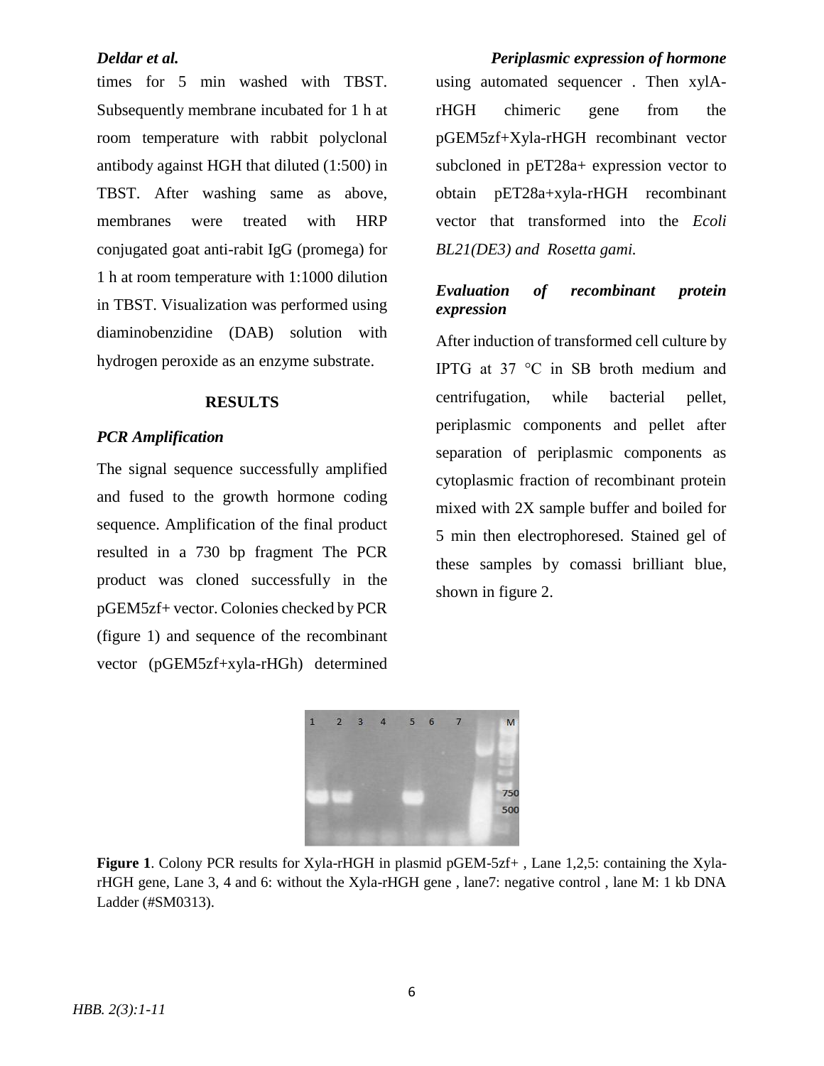times for 5 min washed with TBST. Subsequently membrane incubated for 1 h at room temperature with rabbit polyclonal antibody against HGH that diluted (1:500) in TBST. After washing same as above, membranes were treated with HRP conjugated goat anti-rabit IgG (promega) for 1 h at room temperature with 1:1000 dilution in TBST. Visualization was performed using diaminobenzidine (DAB) solution with hydrogen peroxide as an enzyme substrate.

## RESULTS

### *PCR Amplification*

The signal sequence successfully amplified and fused to the growth hormone coding sequence. Amplification of the final product resulted in a 730 bp fragment The PCR product was cloned successfully in the pGEM5zf+ vector. Colonies checked by PCR (figure 1) and sequence of the recombinant vector (pGEM5zf+xyla-rHGh) determined using automated sequencer . Then xylA-rHGH chimeric gene from the pGEM5zf+Xyla-rHGH recombinant vector subcloned in pET28a+ expression vector to obtain pET28a+xyla-rHGH recombinant vector that transformed into the *Ecoli BL21(DE3) and Rosetta gami.*

### *Evaluation of recombinant protein expression*

After induction of transformed cell culture by IPTG at 37 °C in SB broth medium and centrifugation, while bacterial pellet, periplasmic components and pellet after separation of periplasmic components as cytoplasmic fraction of recombinant protein mixed with 2X sample buffer and boiled for 5 min then electrophoresed. Stained gel of these samples by comassi brilliant blue, shown in figure 2.

**Figure 1**. Colony PCR results for Xyla-rHGH in plasmid pGEM-5zf+ , Lane 1,2,5: containing the Xyla-rHGH gene, Lane 3, 4 and 6: without the Xyla-rHGH gene , lane7: negative control , lane M: 1 kb DNA Ladder (#SM0313).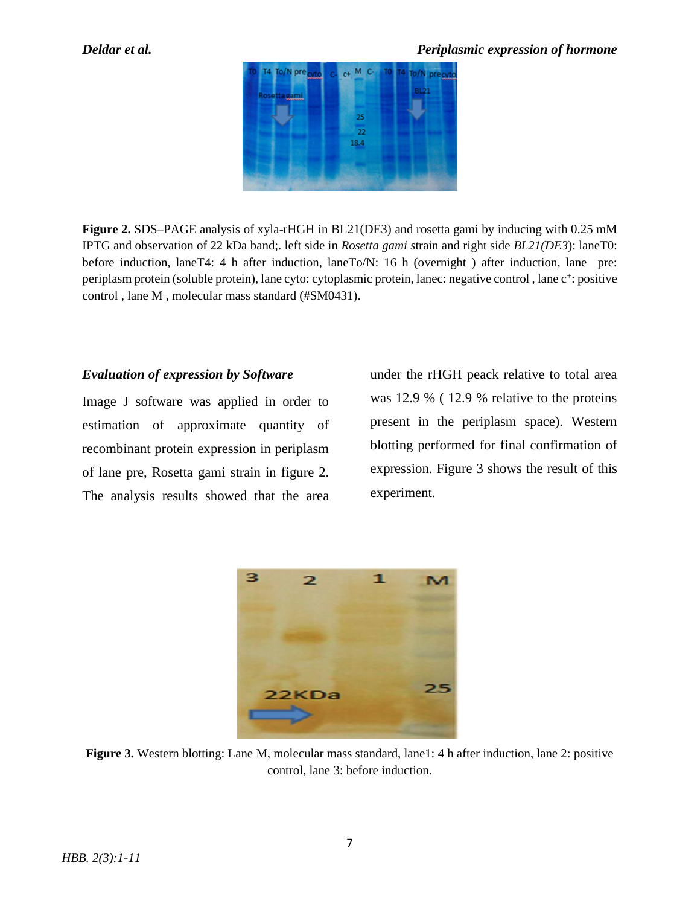**Figure 2.** SDS–PAGE analysis of xyla-rHGH in BL21(DE3) and rosetta gami by inducing with 0.25 mM IPTG and observation of 22 kDa band;. left side in *Rosetta gami* strain and right side *BL21(DE3*): laneT0: before induction, laneT4: 4 h after induction, laneTo/N: 16 h (overnight ) after induction, lane pre: periplasm protein (soluble protein), lane cyto: cytoplasmic protein, lanec: negative control , lane c[+]: positive control , lane M , molecular mass standard (#SM0431).

### *Evaluation of expression by Software*

Image J software was applied in order to estimation of approximate quantity of recombinant protein expression in periplasm of lane pre, Rosetta gami strain in figure 2. The analysis results showed that the area under the rHGH peack relative to total area was 12.9 % ( 12.9 % relative to the proteins present in the periplasm space). Western blotting performed for final confirmation of expression. Figure 3 shows the result of this experiment.

**Figure 3.** Western blotting: Lane M, molecular mass standard, lane1: 4 h after induction, lane 2: positive control, lane 3: before induction.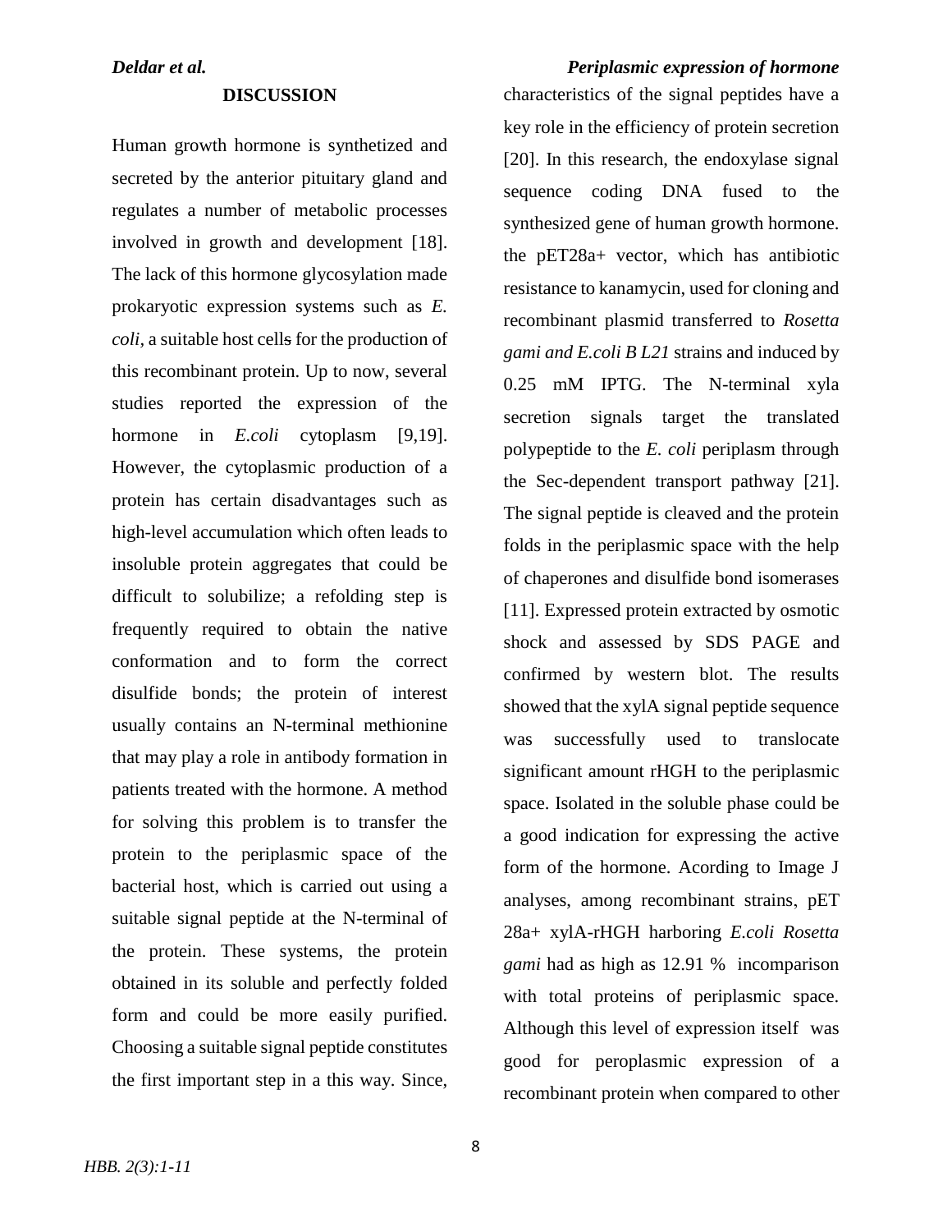## DISCUSSION

Human growth hormone is synthetized and secreted by the anterior pituitary gland and regulates a number of metabolic processes involved in growth and development [18]. The lack of this hormone glycosylation made prokaryotic expression systems such as *E. coli,* a suitable host cells for the production of this recombinant protein. Up to now, several studies reported the expression of the hormone in *E.coli* cytoplasm [9,19]. However, the cytoplasmic production of a protein has certain disadvantages such as high-level accumulation which often leads to insoluble protein aggregates that could be difficult to solubilize; a refolding step is frequently required to obtain the native conformation and to form the correct disulfide bonds; the protein of interest usually contains an N-terminal methionine that may play a role in antibody formation in patients treated with the hormone. A method for solving this problem is to transfer the protein to the periplasmic space of the bacterial host, which is carried out using a suitable signal peptide at the N-terminal of the protein. These systems, the protein obtained in its soluble and perfectly folded form and could be more easily purified. Choosing a suitable signal peptide constitutes the first important step in a this way. Since, characteristics of the signal peptides have a key role in the efficiency of protein secretion [20]. In this research, the endoxylase signal sequence coding DNA fused to the synthesized gene of human growth hormone. the pET28a+ vector, which has antibiotic resistance to kanamycin, used for cloning and recombinant plasmid transferred to *Rosetta gami and E.coli B L21* strains and induced by 0.25 mM IPTG. The N-terminal xyla secretion signals target the translated polypeptide to the *E. coli* periplasm through the Sec-dependent transport pathway [21]. The signal peptide is cleaved and the protein folds in the periplasmic space with the help of chaperones and disulfide bond isomerases [11]. Expressed protein extracted by osmotic shock and assessed by SDS PAGE and confirmed by western blot. The results showed that the xylA signal peptide sequence was successfully used to translocate significant amount rHGH to the periplasmic space. Isolated in the soluble phase could be a good indication for expressing the active form of the hormone. Acording to Image J analyses, among recombinant strains, pET 28a+ xylA-rHGH harboring *E.coli Rosetta gami* had as high as 12.91 % incomparison with total proteins of periplasmic space. Although this level of expression itself was good for peroplasmic expression of a recombinant protein when compared to other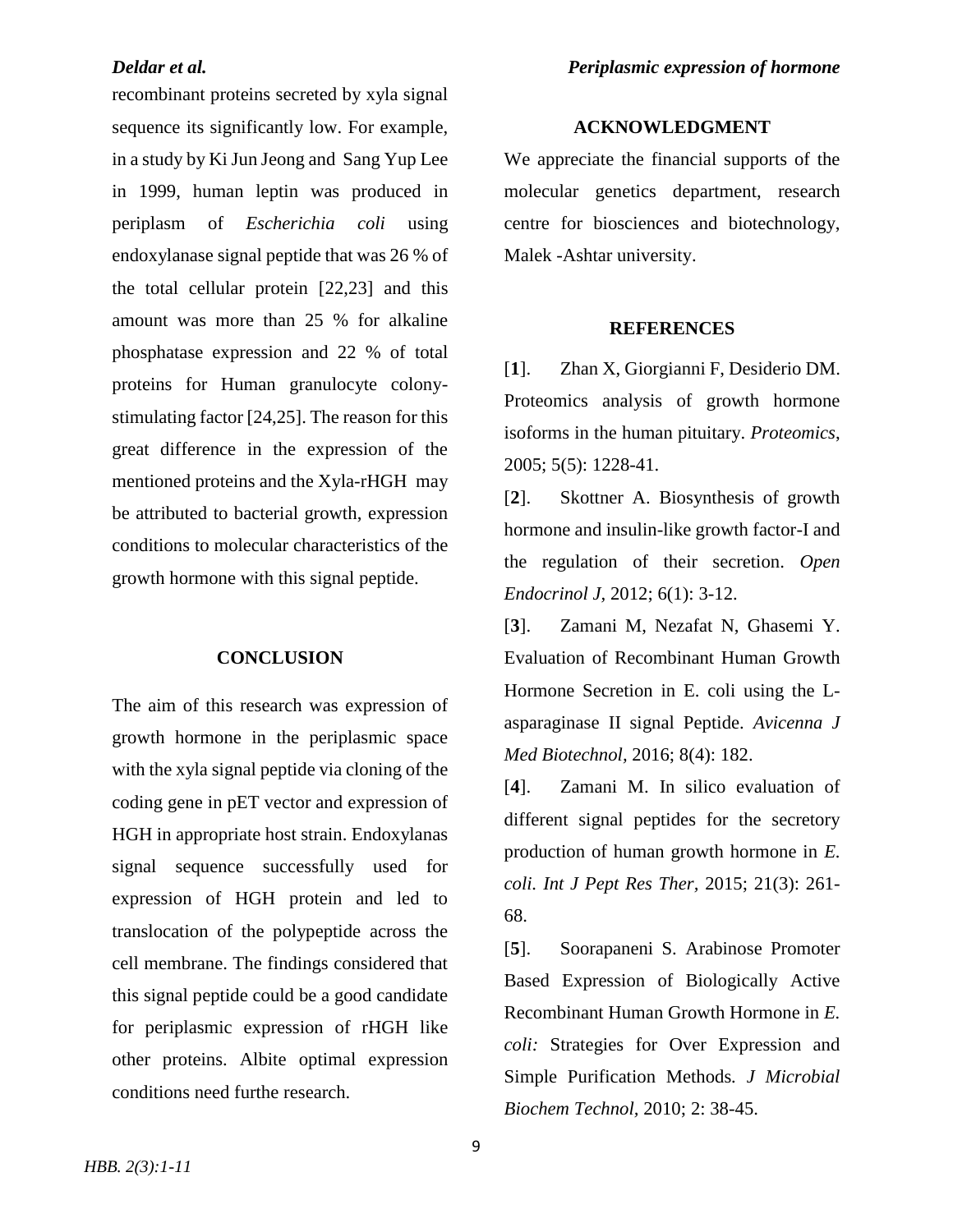recombinant proteins secreted by xyla signal sequence its significantly low. For example, in a study by Ki Jun Jeong and Sang Yup Lee in 1999, human leptin was produced in periplasm of *Escherichia coli* using endoxylanase signal peptide that was 26 % of the total cellular protein [22,23] and this amount was more than 25 % for alkaline phosphatase expression and 22 % of total proteins for Human granulocyte colony-stimulating factor [24,25]. The reason for this great difference in the expression of the mentioned proteins and the Xyla-rHGH may be attributed to bacterial growth, expression conditions to molecular characteristics of the growth hormone with this signal peptide.

## CONCLUSION

The aim of this research was expression of growth hormone in the periplasmic space with the xyla signal peptide via cloning of the coding gene in pET vector and expression of HGH in appropriate host strain. Endoxylanas signal sequence successfully used for expression of HGH protein and led to translocation of the polypeptide across the cell membrane. The findings considered that this signal peptide could be a good candidate for periplasmic expression of rHGH like other proteins. Albite optimal expression conditions need furthe research.

## ACKNOWLEDGMENT

We appreciate the financial supports of the molecular genetics department, research centre for biosciences and biotechnology, Malek -Ashtar university.

## REFERENCES

[**1**]. Zhan X, Giorgianni F, Desiderio DM. Proteomics analysis of growth hormone isoforms in the human pituitary. *Proteomics*, 2005; 5(5): 1228-41.

[**2**]. Skottner A. Biosynthesis of growth hormone and insulin-like growth factor-I and the regulation of their secretion. *Open Endocrinol J,* 2012; 6(1): 3-12.

[**3**]. Zamani M, Nezafat N, Ghasemi Y. Evaluation of Recombinant Human Growth Hormone Secretion in E. coli using the L-asparaginase II signal Peptide. *Avicenna J Med Biotechnol*, 2016; 8(4): 182.

[**4**]. Zamani M. In silico evaluation of different signal peptides for the secretory production of human growth hormone in *E. coli. Int J Pept Res Ther,* 2015; 21(3): 261-68.

[**5**]. Soorapaneni S. Arabinose Promoter Based Expression of Biologically Active Recombinant Human Growth Hormone in *E. coli:* Strategies for Over Expression and Simple Purification Methods*. J Microbial Biochem Technol,* 2010; 2: 38-45.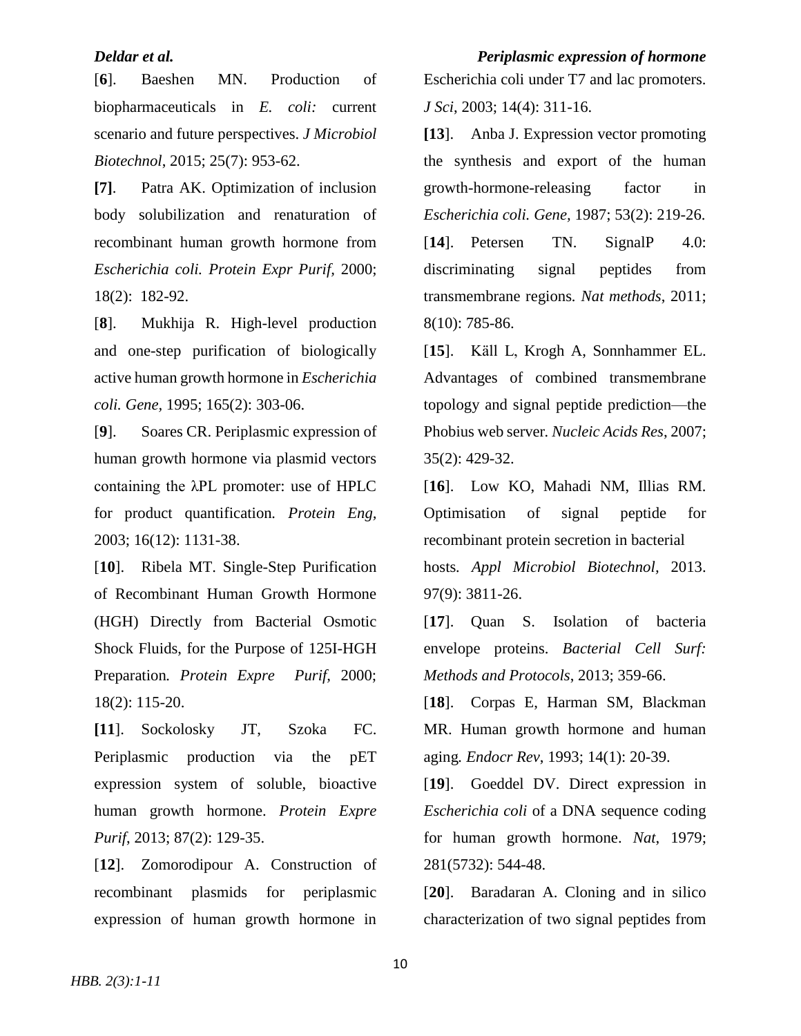[**6**]. Baeshen MN. Production of biopharmaceuticals in *E. coli:* current scenario and future perspectives. *J Microbiol Biotechnol*, 2015; 25(7): 953-62.

**[7]**. Patra AK. Optimization of inclusion body solubilization and renaturation of recombinant human growth hormone from *Escherichia coli. Protein Expr Purif,* 2000; 18(2): 182-92.

[**8**]. Mukhija R. High-level production and one-step purification of biologically active human growth hormone in *Escherichia coli. Gene,* 1995; 165(2): 303-06.

[**9**]. Soares CR. Periplasmic expression of human growth hormone via plasmid vectors containing the λPL promoter: use of HPLC for product quantification. *Protein Eng,* 2003; 16(12): 1131-38.

[**10**]. Ribela MT. Single-Step Purification of Recombinant Human Growth Hormone (HGH) Directly from Bacterial Osmotic Shock Fluids, for the Purpose of 125I-HGH Preparation. *Protein Expre Purif,* 2000; 18(2): 115-20.

**[11]**. Sockolosky JT, Szoka FC. Periplasmic production via the pET expression system of soluble, bioactive human growth hormone. *Protein Expre Purif,* 2013; 87(2): 129-35.

[**12**]. Zomorodipour A. Construction of recombinant plasmids for periplasmic expression of human growth hormone in Escherichia coli under T7 and lac promoters. *J Sci*, 2003; 14(4): 311-16.

**[13**]. Anba J. Expression vector promoting the synthesis and export of the human growth-hormone-releasing factor in *Escherichia coli. Gene*, 1987; 53(2): 219-26.

[**14**]. Petersen TN. SignalP 4.0: discriminating signal peptides from transmembrane regions. *Nat methods*, 2011; 8(10): 785-86.

[**15**]. Käll L, Krogh A, Sonnhammer EL. Advantages of combined transmembrane topology and signal peptide prediction—the Phobius web server. *Nucleic Acids Res*, 2007; 35(2): 429-32.

[**16**]. Low KO, Mahadi NM, Illias RM. Optimisation of signal peptide for recombinant protein secretion in bacterial hosts. *Appl Microbiol Biotechnol*, 2013. 97(9): 3811-26.

[**17**]. Quan S. Isolation of bacteria envelope proteins. *Bacterial Cell Surf: Methods and Protocols*, 2013; 359-66.

[**18**]. Corpas E, Harman SM, Blackman MR. Human growth hormone and human aging. *Endocr Rev*, 1993; 14(1): 20-39.

[**19**]. Goeddel DV. Direct expression in *Escherichia coli* of a DNA sequence coding for human growth hormone. *Nat*, 1979; 281(5732): 544-48.

[**20**]. Baradaran A. Cloning and in silico characterization of two signal peptides from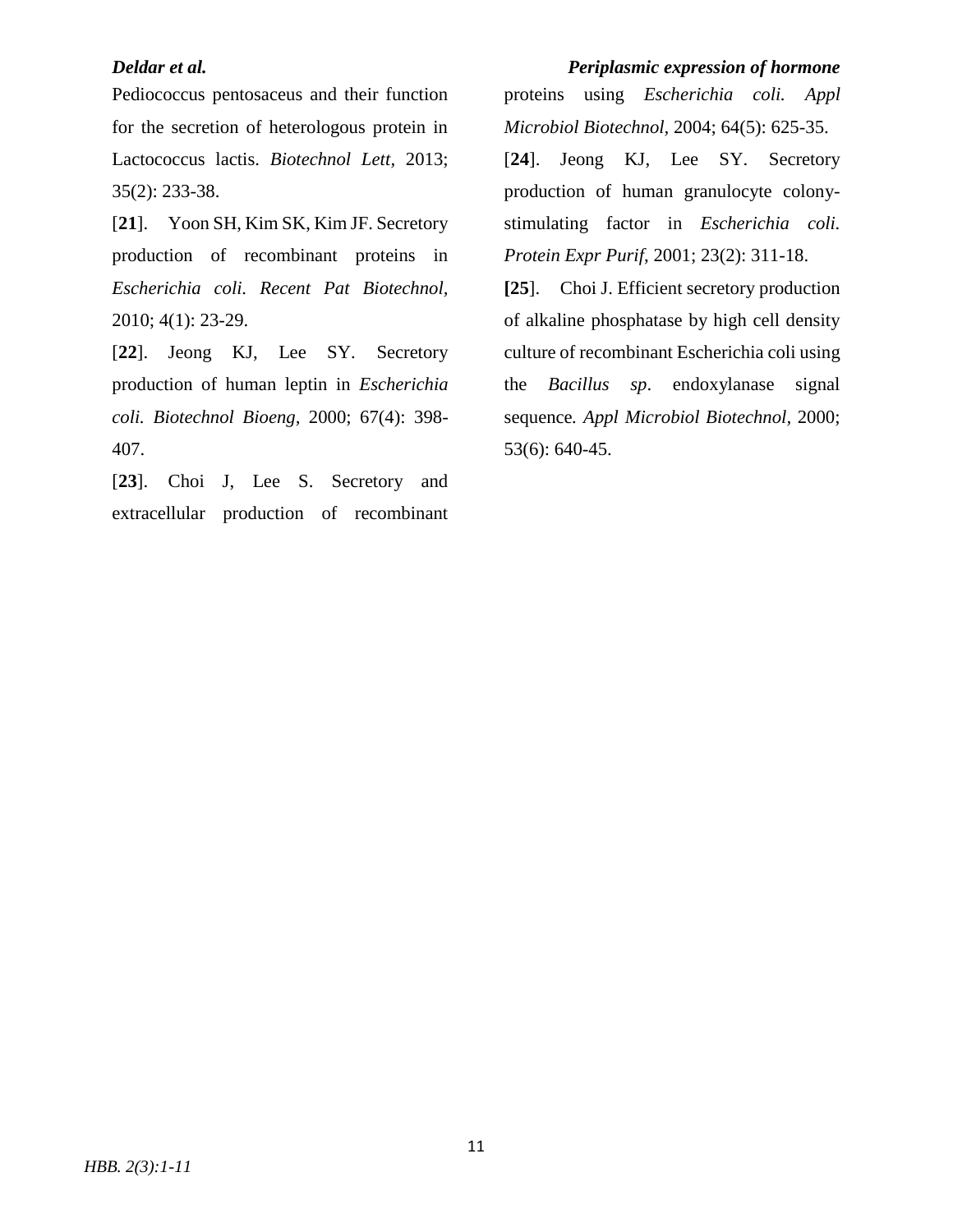Pediococcus pentosaceus and their function for the secretion of heterologous protein in Lactococcus lactis. *Biotechnol Lett*, 2013; 35(2): 233-38.

[**21**]. Yoon SH, Kim SK, Kim JF. Secretory production of recombinant proteins in *Escherichia coli. Recent Pat Biotechnol*, 2010; 4(1): 23-29.

[**22**]. Jeong KJ, Lee SY. Secretory production of human leptin in *Escherichia coli. Biotechnol Bioeng*, 2000; 67(4): 398-407.

[**23**]. Choi J, Lee S. Secretory and extracellular production of recombinant proteins using *Escherichia coli. Appl Microbiol Biotechnol*, 2004; 64(5): 625-35.

[**24**]. Jeong KJ, Lee SY. Secretory production of human granulocyte colony-stimulating factor in *Escherichia coli. Protein Expr Purif*, 2001; 23(2): 311-18.

**[25**]. Choi J. Efficient secretory production of alkaline phosphatase by high cell density culture of recombinant Escherichia coli using the *Bacillus sp*. endoxylanase signal sequence. *Appl Microbiol Biotechnol*, 2000; 53(6): 640-45.